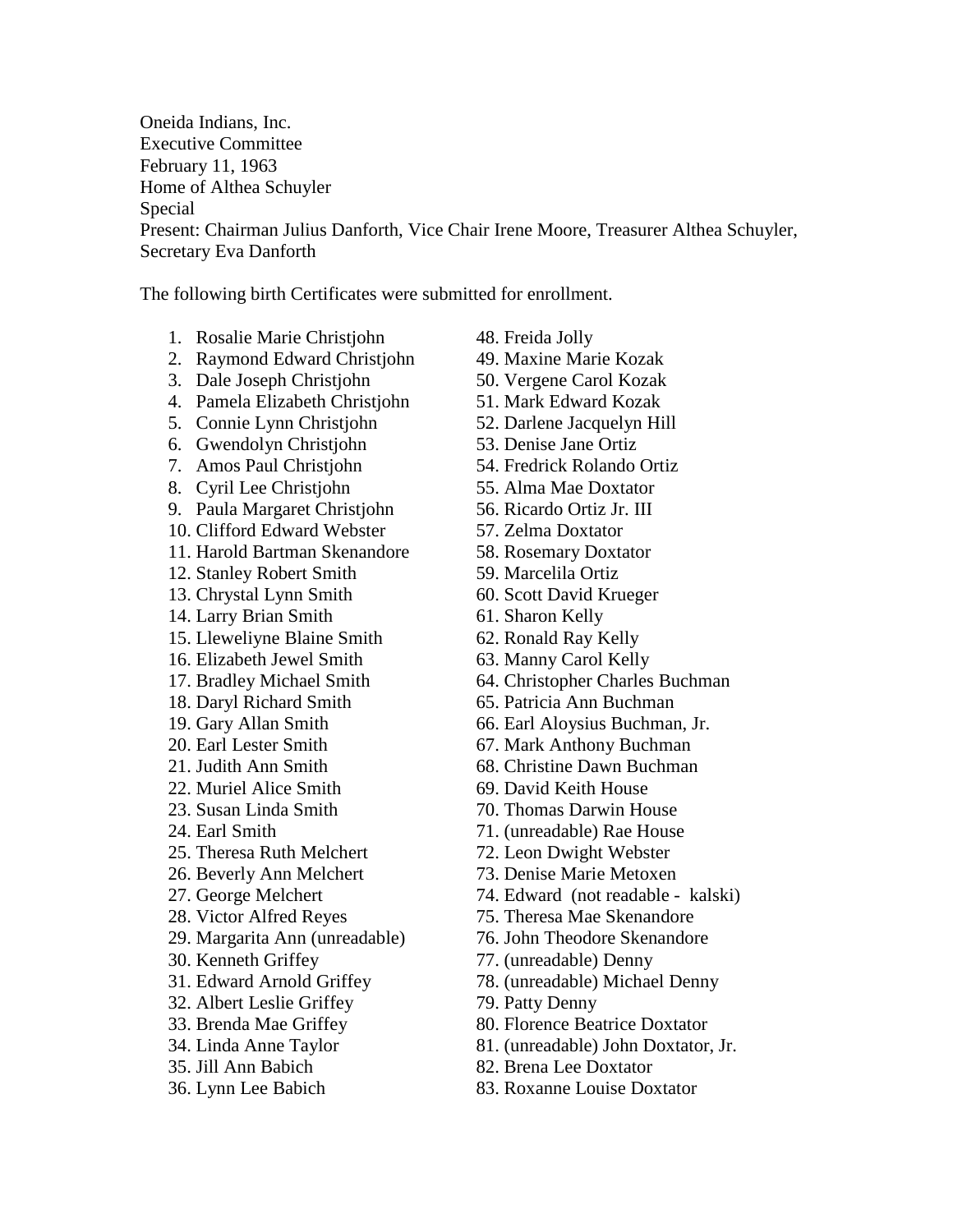Oneida Indians, Inc.
Executive Committee
February 11, 1963
Home of Althea Schuyler
Special
Present: Chairman Julius Danforth, Vice Chair Irene Moore, Treasurer Althea Schuyler, Secretary Eva Danforth

The following birth Certificates were submitted for enrollment.

1. Rosalie Marie Christjohn
2. Raymond Edward Christjohn
3. Dale Joseph Christjohn
4. Pamela Elizabeth Christjohn
5. Connie Lynn Christjohn
6. Gwendolyn Christjohn
7. Amos Paul Christjohn
8. Cyril Lee Christjohn
9. Paula Margaret Christjohn
10. Clifford Edward Webster
11. Harold Bartman Skenandore
12. Stanley Robert Smith
13. Chrystal Lynn Smith
14. Larry Brian Smith
15. Lleweliyne Blaine Smith
16. Elizabeth Jewel Smith
17. Bradley Michael Smith
18. Daryl Richard Smith
19. Gary Allan Smith
20. Earl Lester Smith
21. Judith Ann Smith
22. Muriel Alice Smith
23. Susan Linda Smith
24. Earl Smith
25. Theresa Ruth Melchert
26. Beverly Ann Melchert
27. George Melchert
28. Victor Alfred Reyes
29. Margarita Ann (unreadable)
30. Kenneth Griffey
31. Edward Arnold Griffey
32. Albert Leslie Griffey
33. Brenda Mae Griffey
34. Linda Anne Taylor
35. Jill Ann Babich
36. Lynn Lee Babich
48. Freida Jolly
49. Maxine Marie Kozak
50. Vergene Carol Kozak
51. Mark Edward Kozak
52. Darlene Jacquelyn Hill
53. Denise Jane Ortiz
54. Fredrick Rolando Ortiz
55. Alma Mae Doxtator
56. Ricardo Ortiz Jr. III
57. Zelma Doxtator
58. Rosemary Doxtator
59. Marcelila Ortiz
60. Scott David Krueger
61. Sharon Kelly
62. Ronald Ray Kelly
63. Manny Carol Kelly
64. Christopher Charles Buchman
65. Patricia Ann Buchman
66. Earl Aloysius Buchman, Jr.
67. Mark Anthony Buchman
68. Christine Dawn Buchman
69. David Keith House
70. Thomas Darwin House
71. (unreadable) Rae House
72. Leon Dwight Webster
73. Denise Marie Metoxen
74. Edward (not readable - kalski)
75. Theresa Mae Skenandore
76. John Theodore Skenandore
77. (unreadable) Denny
78. (unreadable) Michael Denny
79. Patty Denny
80. Florence Beatrice Doxtator
81. (unreadable) John Doxtator, Jr.
82. Brena Lee Doxtator
83. Roxanne Louise Doxtator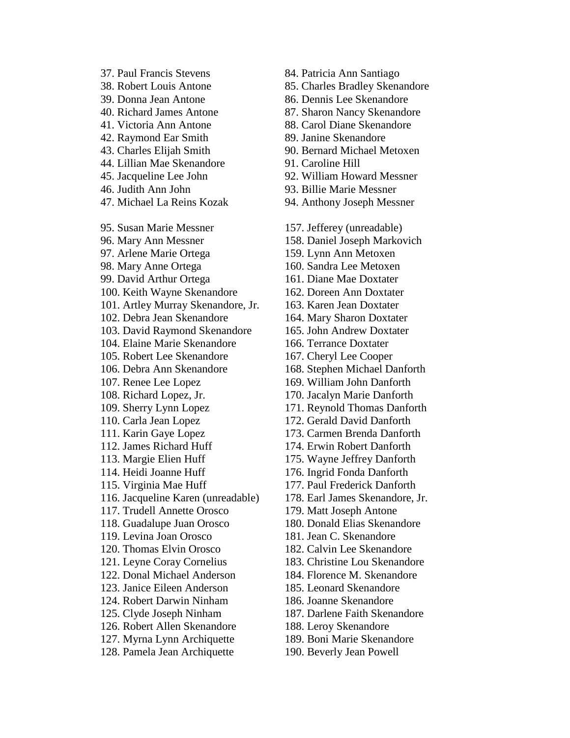37. Paul Francis Stevens
38. Robert Louis Antone
39. Donna Jean Antone
40. Richard James Antone
41. Victoria Ann Antone
42. Raymond Ear Smith
43. Charles Elijah Smith
44. Lillian Mae Skenandore
45. Jacqueline Lee John
46. Judith Ann John
47. Michael La Reins Kozak

84. Patricia Ann Santiago
85. Charles Bradley Skenandore
86. Dennis Lee Skenandore
87. Sharon Nancy Skenandore
88. Carol Diane Skenandore
89. Janine Skenandore
90. Bernard Michael Metoxen
91. Caroline Hill
92. William Howard Messner
93. Billie Marie Messner
94. Anthony Joseph Messner

95. Susan Marie Messner
96. Mary Ann Messner
97. Arlene Marie Ortega
98. Mary Anne Ortega
99. David Arthur Ortega
100. Keith Wayne Skenandore
101. Artley Murray Skenandore, Jr.
102. Debra Jean Skenandore
103. David Raymond Skenandore
104. Elaine Marie Skenandore
105. Robert Lee Skenandore
106. Debra Ann Skenandore
107. Renee Lee Lopez
108. Richard Lopez, Jr.
109. Sherry Lynn Lopez
110. Carla Jean Lopez
111. Karin Gaye Lopez
112. James Richard Huff
113. Margie Elien Huff
114. Heidi Joanne Huff
115. Virginia Mae Huff
116. Jacqueline Karen (unreadable)
117. Trudell Annette Orosco
118. Guadalupe Juan Orosco
119. Levina Joan Orosco
120. Thomas Elvin Orosco
121. Leyne Coray Cornelius
122. Donal Michael Anderson
123. Janice Eileen Anderson
124. Robert Darwin Ninham
125. Clyde Joseph Ninham
126. Robert Allen Skenandore
127. Myrna Lynn Archiquette
128. Pamela Jean Archiquette

157. Jefferey (unreadable)
158. Daniel Joseph Markovich
159. Lynn Ann Metoxen
160. Sandra Lee Metoxen
161. Diane Mae Doxtater
162. Doreen Ann Doxtater
163. Karen Jean Doxtater
164. Mary Sharon Doxtater
165. John Andrew Doxtater
166. Terrance Doxtater
167. Cheryl Lee Cooper
168. Stephen Michael Danforth
169. William John Danforth
170. Jacalyn Marie Danforth
171. Reynold Thomas Danforth
172. Gerald David Danforth
173. Carmen Brenda Danforth
174. Erwin Robert Danforth
175. Wayne Jeffrey Danforth
176. Ingrid Fonda Danforth
177. Paul Frederick Danforth
178. Earl James Skenandore, Jr.
179. Matt Joseph Antone
180. Donald Elias Skenandore
181. Jean C. Skenandore
182. Calvin Lee Skenandore
183. Christine Lou Skenandore
184. Florence M. Skenandore
185. Leonard Skenandore
186. Joanne Skenandore
187. Darlene Faith Skenandore
188. Leroy Skenandore
189. Boni Marie Skenandore
190. Beverly Jean Powell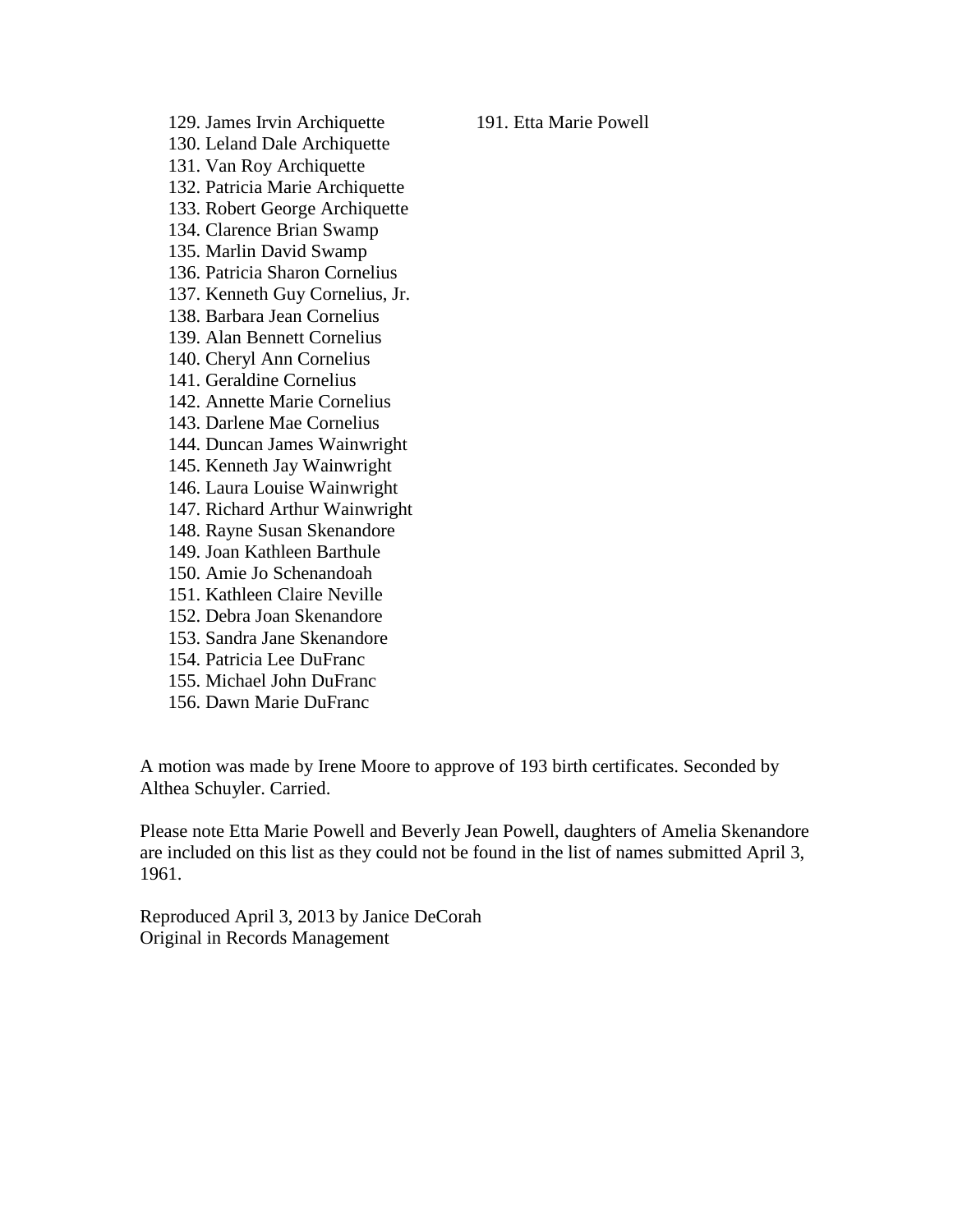129. James Irvin Archiquette
130. Leland Dale Archiquette
131. Van Roy Archiquette
132. Patricia Marie Archiquette
133. Robert George Archiquette
134. Clarence Brian Swamp
135. Marlin David Swamp
136. Patricia Sharon Cornelius
137. Kenneth Guy Cornelius, Jr.
138. Barbara Jean Cornelius
139. Alan Bennett Cornelius
140. Cheryl Ann Cornelius
141. Geraldine Cornelius
142. Annette Marie Cornelius
143. Darlene Mae Cornelius
144. Duncan James Wainwright
145. Kenneth Jay Wainwright
146. Laura Louise Wainwright
147. Richard Arthur Wainwright
148. Rayne Susan Skenandore
149. Joan Kathleen Barthule
150. Amie Jo Schenandoah
151. Kathleen Claire Neville
152. Debra Joan Skenandore
153. Sandra Jane Skenandore
154. Patricia Lee DuFranc
155. Michael John DuFranc
156. Dawn Marie DuFranc

191. Etta Marie Powell

A motion was made by Irene Moore to approve of 193 birth certificates. Seconded by Althea Schuyler. Carried.

Please note Etta Marie Powell and Beverly Jean Powell, daughters of Amelia Skenandore are included on this list as they could not be found in the list of names submitted April 3, 1961.

Reproduced April 3, 2013 by Janice DeCorah
Original in Records Management